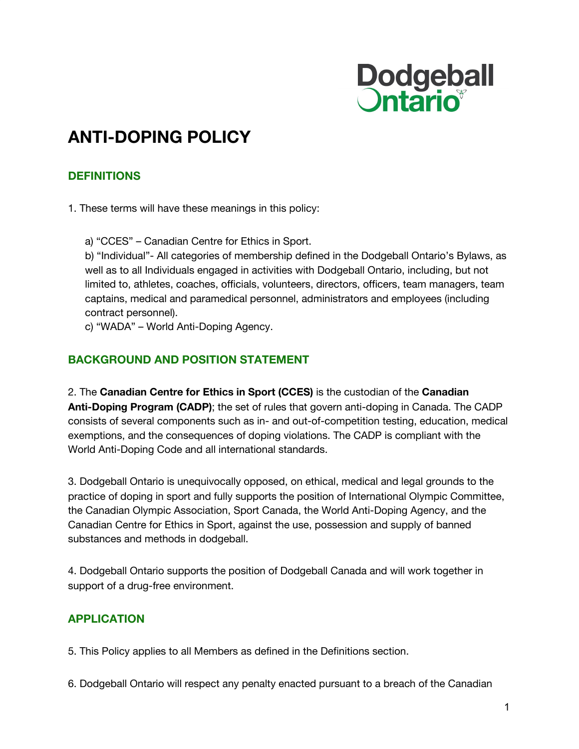# ANTI-DOPING POLICY

## DEFINITIONS

1. These terms will have these meanings in this policy:

   a) "CCES" – Canadian Centre for Ethics in Sport.
   b) "Individual"- All categories of membership defined in the Dodgeball Ontario's Bylaws, as well as to all Individuals engaged in activities with Dodgeball Ontario, including, but not limited to, athletes, coaches, officials, volunteers, directors, officers, team managers, team captains, medical and paramedical personnel, administrators and employees (including contract personnel).
   c) "WADA" – World Anti-Doping Agency.

## BACKGROUND AND POSITION STATEMENT

2. The **Canadian Centre for Ethics in Sport (CCES)** is the custodian of the **Canadian Anti-Doping Program (CADP)**; the set of rules that govern anti-doping in Canada. The CADP consists of several components such as in- and out-of-competition testing, education, medical exemptions, and the consequences of doping violations. The CADP is compliant with the World Anti-Doping Code and all international standards.

3. Dodgeball Ontario is unequivocally opposed, on ethical, medical and legal grounds to the practice of doping in sport and fully supports the position of International Olympic Committee, the Canadian Olympic Association, Sport Canada, the World Anti-Doping Agency, and the Canadian Centre for Ethics in Sport, against the use, possession and supply of banned substances and methods in dodgeball.

4. Dodgeball Ontario supports the position of Dodgeball Canada and will work together in support of a drug-free environment.

## APPLICATION

5. This Policy applies to all Members as defined in the Definitions section.

6. Dodgeball Ontario will respect any penalty enacted pursuant to a breach of the Canadian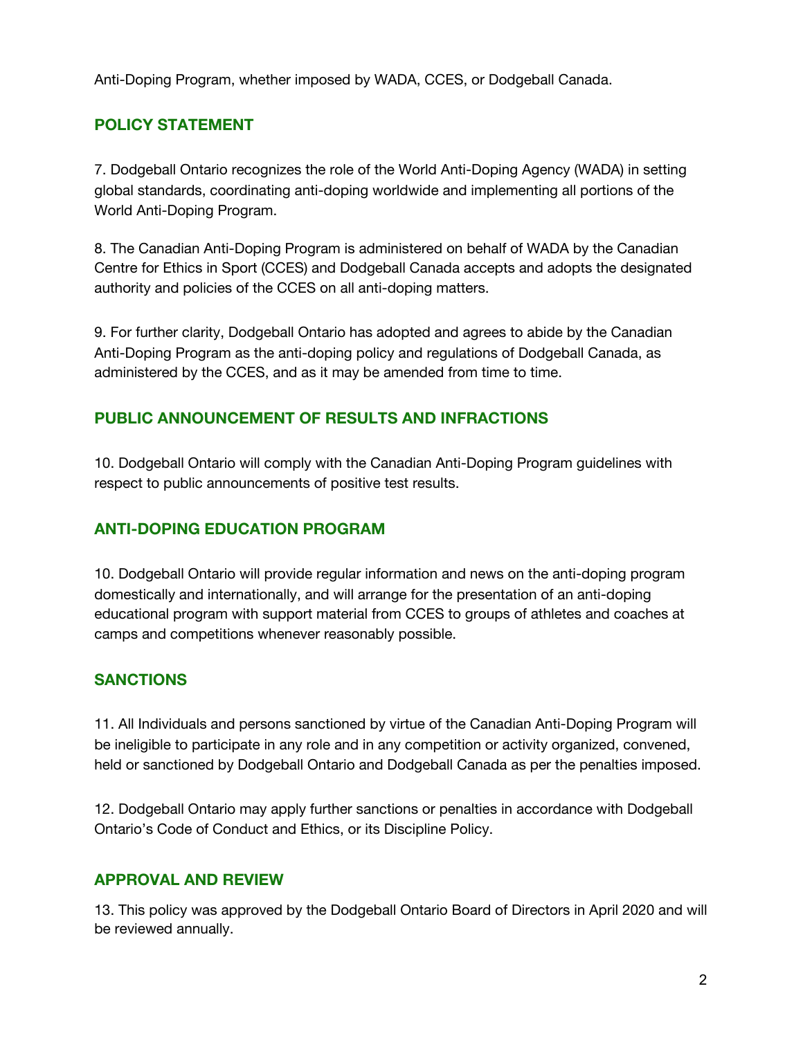Anti-Doping Program, whether imposed by WADA, CCES, or Dodgeball Canada.

## POLICY STATEMENT

7. Dodgeball Ontario recognizes the role of the World Anti-Doping Agency (WADA) in setting global standards, coordinating anti-doping worldwide and implementing all portions of the World Anti-Doping Program.

8. The Canadian Anti-Doping Program is administered on behalf of WADA by the Canadian Centre for Ethics in Sport (CCES) and Dodgeball Canada accepts and adopts the designated authority and policies of the CCES on all anti-doping matters.

9. For further clarity, Dodgeball Ontario has adopted and agrees to abide by the Canadian Anti-Doping Program as the anti-doping policy and regulations of Dodgeball Canada, as administered by the CCES, and as it may be amended from time to time.

## PUBLIC ANNOUNCEMENT OF RESULTS AND INFRACTIONS

10. Dodgeball Ontario will comply with the Canadian Anti-Doping Program guidelines with respect to public announcements of positive test results.

## ANTI-DOPING EDUCATION PROGRAM

10. Dodgeball Ontario will provide regular information and news on the anti-doping program domestically and internationally, and will arrange for the presentation of an anti-doping educational program with support material from CCES to groups of athletes and coaches at camps and competitions whenever reasonably possible.

## SANCTIONS

11. All Individuals and persons sanctioned by virtue of the Canadian Anti-Doping Program will be ineligible to participate in any role and in any competition or activity organized, convened, held or sanctioned by Dodgeball Ontario and Dodgeball Canada as per the penalties imposed.

12. Dodgeball Ontario may apply further sanctions or penalties in accordance with Dodgeball Ontario's Code of Conduct and Ethics, or its Discipline Policy.

## APPROVAL AND REVIEW

13. This policy was approved by the Dodgeball Ontario Board of Directors in April 2020 and will be reviewed annually.